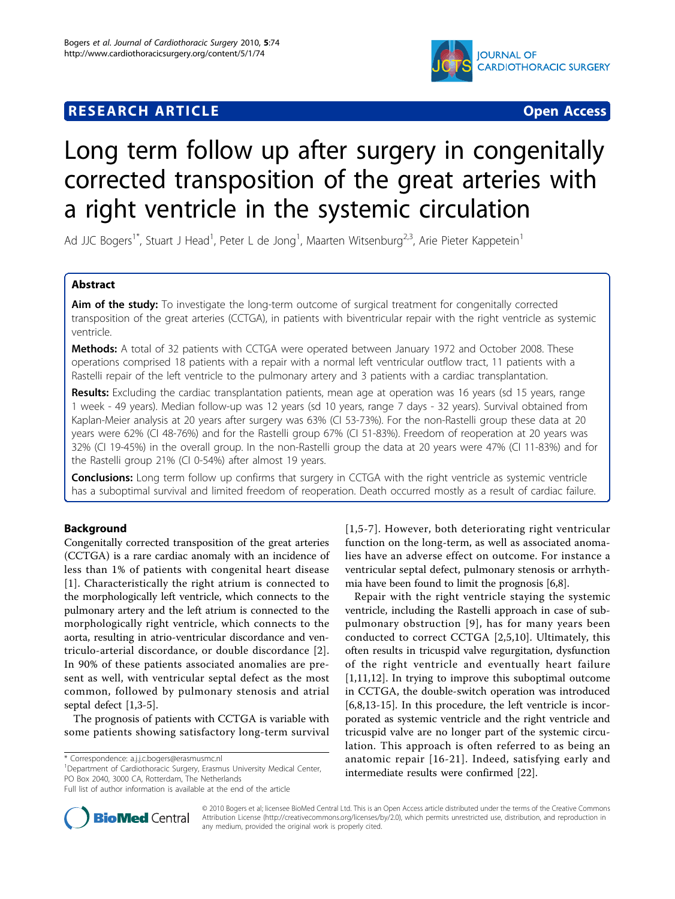**RESEARCH ARTICLE** **Open Access**

# Long term follow up after surgery in congenitally corrected transposition of the great arteries with a right ventricle in the systemic circulation

Ad JJC Bogers[1*], Stuart J Head[1], Peter L de Jong[1], Maarten Witsenburg[2,3], Arie Pieter Kappetein[1]

## Abstract

**Aim of the study:** To investigate the long-term outcome of surgical treatment for congenitally corrected transposition of the great arteries (CCTGA), in patients with biventricular repair with the right ventricle as systemic ventricle.

**Methods:** A total of 32 patients with CCTGA were operated between January 1972 and October 2008. These operations comprised 18 patients with a repair with a normal left ventricular outflow tract, 11 patients with a Rastelli repair of the left ventricle to the pulmonary artery and 3 patients with a cardiac transplantation.

**Results:** Excluding the cardiac transplantation patients, mean age at operation was 16 years (sd 15 years, range 1 week - 49 years). Median follow-up was 12 years (sd 10 years, range 7 days - 32 years). Survival obtained from Kaplan-Meier analysis at 20 years after surgery was 63% (CI 53-73%). For the non-Rastelli group these data at 20 years were 62% (CI 48-76%) and for the Rastelli group 67% (CI 51-83%). Freedom of reoperation at 20 years was 32% (CI 19-45%) in the overall group. In the non-Rastelli group the data at 20 years were 47% (CI 11-83%) and for the Rastelli group 21% (CI 0-54%) after almost 19 years.

**Conclusions:** Long term follow up confirms that surgery in CCTGA with the right ventricle as systemic ventricle has a suboptimal survival and limited freedom of reoperation. Death occurred mostly as a result of cardiac failure.

## Background

Congenitally corrected transposition of the great arteries (CCTGA) is a rare cardiac anomaly with an incidence of less than 1% of patients with congenital heart disease [1]. Characteristically the right atrium is connected to the morphologically left ventricle, which connects to the pulmonary artery and the left atrium is connected to the morphologically right ventricle, which connects to the aorta, resulting in atrio-ventricular discordance and ventriculo-arterial discordance, or double discordance [2]. In 90% of these patients associated anomalies are present as well, with ventricular septal defect as the most common, followed by pulmonary stenosis and atrial septal defect [1,3-5].

The prognosis of patients with CCTGA is variable with some patients showing satisfactory long-term survival [1,5-7]. However, both deteriorating right ventricular function on the long-term, as well as associated anomalies have an adverse effect on outcome. For instance a ventricular septal defect, pulmonary stenosis or arrhythmia have been found to limit the prognosis [6,8].

Repair with the right ventricle staying the systemic ventricle, including the Rastelli approach in case of sub-pulmonary obstruction [9], has for many years been conducted to correct CCTGA [2,5,10]. Ultimately, this often results in tricuspid valve regurgitation, dysfunction of the right ventricle and eventually heart failure [1,11,12]. In trying to improve this suboptimal outcome in CCTGA, the double-switch operation was introduced [6,8,13-15]. In this procedure, the left ventricle is incorporated as systemic ventricle and the right ventricle and tricuspid valve are no longer part of the systemic circulation. This approach is often referred to as being an anatomic repair [16-21]. Indeed, satisfying early and intermediate results were confirmed [22].

\* Correspondence: a.j.j.c.bogers@erasmusmc.nl
[1]Department of Cardiothoracic Surgery, Erasmus University Medical Center, PO Box 2040, 3000 CA, Rotterdam, The Netherlands
Full list of author information is available at the end of the article

© 2010 Bogers et al; licensee BioMed Central Ltd. This is an Open Access article distributed under the terms of the Creative Commons Attribution License (http://creativecommons.org/licenses/by/2.0), which permits unrestricted use, distribution, and reproduction in any medium, provided the original work is properly cited.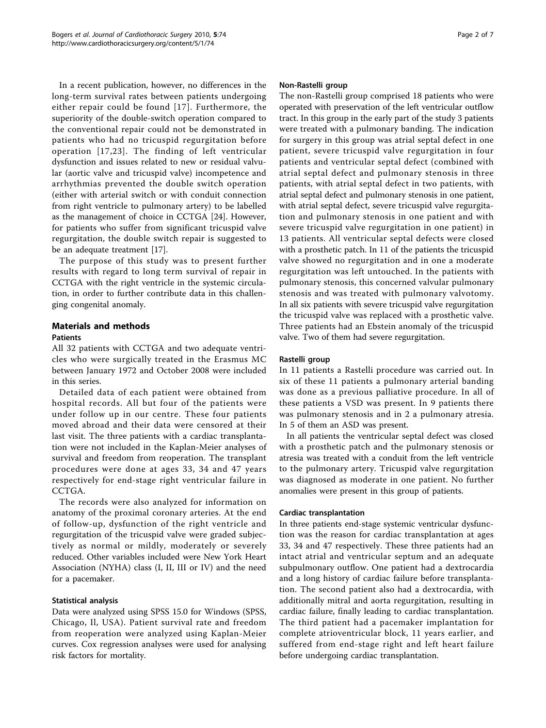In a recent publication, however, no differences in the long-term survival rates between patients undergoing either repair could be found [17]. Furthermore, the superiority of the double-switch operation compared to the conventional repair could not be demonstrated in patients who had no tricuspid regurgitation before operation [17,23]. The finding of left ventricular dysfunction and issues related to new or residual valvular (aortic valve and tricuspid valve) incompetence and arrhythmias prevented the double switch operation (either with arterial switch or with conduit connection from right ventricle to pulmonary artery) to be labelled as the management of choice in CCTGA [24]. However, for patients who suffer from significant tricuspid valve regurgitation, the double switch repair is suggested to be an adequate treatment [17].

The purpose of this study was to present further results with regard to long term survival of repair in CCTGA with the right ventricle in the systemic circulation, in order to further contribute data in this challenging congenital anomaly.

## Materials and methods

### Patients

All 32 patients with CCTGA and two adequate ventricles who were surgically treated in the Erasmus MC between January 1972 and October 2008 were included in this series.

Detailed data of each patient were obtained from hospital records. All but four of the patients were under follow up in our centre. These four patients moved abroad and their data were censored at their last visit. The three patients with a cardiac transplantation were not included in the Kaplan-Meier analyses of survival and freedom from reoperation. The transplant procedures were done at ages 33, 34 and 47 years respectively for end-stage right ventricular failure in CCTGA.

The records were also analyzed for information on anatomy of the proximal coronary arteries. At the end of follow-up, dysfunction of the right ventricle and regurgitation of the tricuspid valve were graded subjectively as normal or mildly, moderately or severely reduced. Other variables included were New York Heart Association (NYHA) class (I, II, III or IV) and the need for a pacemaker.

### Statistical analysis

Data were analyzed using SPSS 15.0 for Windows (SPSS, Chicago, Il, USA). Patient survival rate and freedom from reoperation were analyzed using Kaplan-Meier curves. Cox regression analyses were used for analysing risk factors for mortality.

### Non-Rastelli group

The non-Rastelli group comprised 18 patients who were operated with preservation of the left ventricular outflow tract. In this group in the early part of the study 3 patients were treated with a pulmonary banding. The indication for surgery in this group was atrial septal defect in one patient, severe tricuspid valve regurgitation in four patients and ventricular septal defect (combined with atrial septal defect and pulmonary stenosis in three patients, with atrial septal defect in two patients, with atrial septal defect and pulmonary stenosis in one patient, with atrial septal defect, severe tricuspid valve regurgitation and pulmonary stenosis in one patient and with severe tricuspid valve regurgitation in one patient) in 13 patients. All ventricular septal defects were closed with a prosthetic patch. In 11 of the patients the tricuspid valve showed no regurgitation and in one a moderate regurgitation was left untouched. In the patients with pulmonary stenosis, this concerned valvular pulmonary stenosis and was treated with pulmonary valvotomy. In all six patients with severe tricuspid valve regurgitation the tricuspid valve was replaced with a prosthetic valve. Three patients had an Ebstein anomaly of the tricuspid valve. Two of them had severe regurgitation.

### Rastelli group

In 11 patients a Rastelli procedure was carried out. In six of these 11 patients a pulmonary arterial banding was done as a previous palliative procedure. In all of these patients a VSD was present. In 9 patients there was pulmonary stenosis and in 2 a pulmonary atresia. In 5 of them an ASD was present.

In all patients the ventricular septal defect was closed with a prosthetic patch and the pulmonary stenosis or atresia was treated with a conduit from the left ventricle to the pulmonary artery. Tricuspid valve regurgitation was diagnosed as moderate in one patient. No further anomalies were present in this group of patients.

### Cardiac transplantation

In three patients end-stage systemic ventricular dysfunction was the reason for cardiac transplantation at ages 33, 34 and 47 respectively. These three patients had an intact atrial and ventricular septum and an adequate subpulmonary outflow. One patient had a dextrocardia and a long history of cardiac failure before transplantation. The second patient also had a dextrocardia, with additionally mitral and aorta regurgitation, resulting in cardiac failure, finally leading to cardiac transplantation. The third patient had a pacemaker implantation for complete atrioventricular block, 11 years earlier, and suffered from end-stage right and left heart failure before undergoing cardiac transplantation.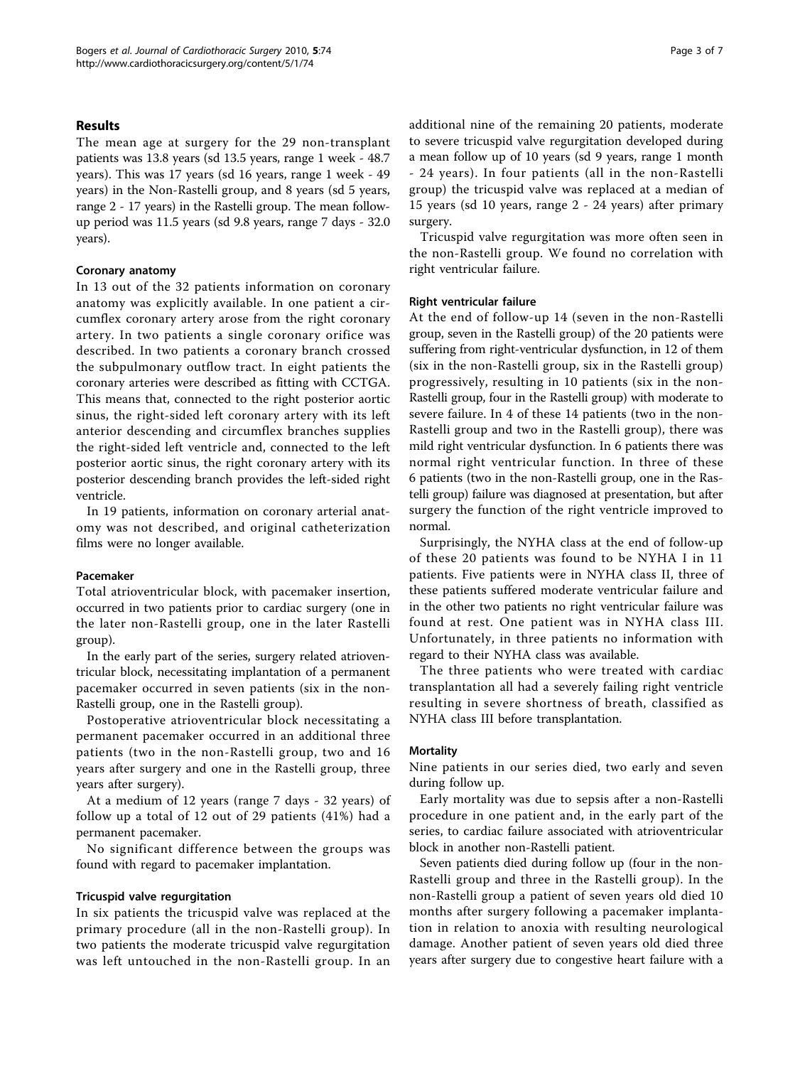## Results

The mean age at surgery for the 29 non-transplant patients was 13.8 years (sd 13.5 years, range 1 week - 48.7 years). This was 17 years (sd 16 years, range 1 week - 49 years) in the Non-Rastelli group, and 8 years (sd 5 years, range 2 - 17 years) in the Rastelli group. The mean follow-up period was 11.5 years (sd 9.8 years, range 7 days - 32.0 years).

### Coronary anatomy

In 13 out of the 32 patients information on coronary anatomy was explicitly available. In one patient a circumflex coronary artery arose from the right coronary artery. In two patients a single coronary orifice was described. In two patients a coronary branch crossed the subpulmonary outflow tract. In eight patients the coronary arteries were described as fitting with CCTGA. This means that, connected to the right posterior aortic sinus, the right-sided left coronary artery with its left anterior descending and circumflex branches supplies the right-sided left ventricle and, connected to the left posterior aortic sinus, the right coronary artery with its posterior descending branch provides the left-sided right ventricle.

In 19 patients, information on coronary arterial anatomy was not described, and original catheterization films were no longer available.

### Pacemaker

Total atrioventricular block, with pacemaker insertion, occurred in two patients prior to cardiac surgery (one in the later non-Rastelli group, one in the later Rastelli group).

In the early part of the series, surgery related atrioventricular block, necessitating implantation of a permanent pacemaker occurred in seven patients (six in the non-Rastelli group, one in the Rastelli group).

Postoperative atrioventricular block necessitating a permanent pacemaker occurred in an additional three patients (two in the non-Rastelli group, two and 16 years after surgery and one in the Rastelli group, three years after surgery).

At a medium of 12 years (range 7 days - 32 years) of follow up a total of 12 out of 29 patients (41%) had a permanent pacemaker.

No significant difference between the groups was found with regard to pacemaker implantation.

### Tricuspid valve regurgitation

In six patients the tricuspid valve was replaced at the primary procedure (all in the non-Rastelli group). In two patients the moderate tricuspid valve regurgitation was left untouched in the non-Rastelli group. In an additional nine of the remaining 20 patients, moderate to severe tricuspid valve regurgitation developed during a mean follow up of 10 years (sd 9 years, range 1 month - 24 years). In four patients (all in the non-Rastelli group) the tricuspid valve was replaced at a median of 15 years (sd 10 years, range 2 - 24 years) after primary surgery.

Tricuspid valve regurgitation was more often seen in the non-Rastelli group. We found no correlation with right ventricular failure.

### Right ventricular failure

At the end of follow-up 14 (seven in the non-Rastelli group, seven in the Rastelli group) of the 20 patients were suffering from right-ventricular dysfunction, in 12 of them (six in the non-Rastelli group, six in the Rastelli group) progressively, resulting in 10 patients (six in the non-Rastelli group, four in the Rastelli group) with moderate to severe failure. In 4 of these 14 patients (two in the non-Rastelli group and two in the Rastelli group), there was mild right ventricular dysfunction. In 6 patients there was normal right ventricular function. In three of these 6 patients (two in the non-Rastelli group, one in the Rastelli group) failure was diagnosed at presentation, but after surgery the function of the right ventricle improved to normal.

Surprisingly, the NYHA class at the end of follow-up of these 20 patients was found to be NYHA I in 11 patients. Five patients were in NYHA class II, three of these patients suffered moderate ventricular failure and in the other two patients no right ventricular failure was found at rest. One patient was in NYHA class III. Unfortunately, in three patients no information with regard to their NYHA class was available.

The three patients who were treated with cardiac transplantation all had a severely failing right ventricle resulting in severe shortness of breath, classified as NYHA class III before transplantation.

### Mortality

Nine patients in our series died, two early and seven during follow up.

Early mortality was due to sepsis after a non-Rastelli procedure in one patient and, in the early part of the series, to cardiac failure associated with atrioventricular block in another non-Rastelli patient.

Seven patients died during follow up (four in the non-Rastelli group and three in the Rastelli group). In the non-Rastelli group a patient of seven years old died 10 months after surgery following a pacemaker implantation in relation to anoxia with resulting neurological damage. Another patient of seven years old died three years after surgery due to congestive heart failure with a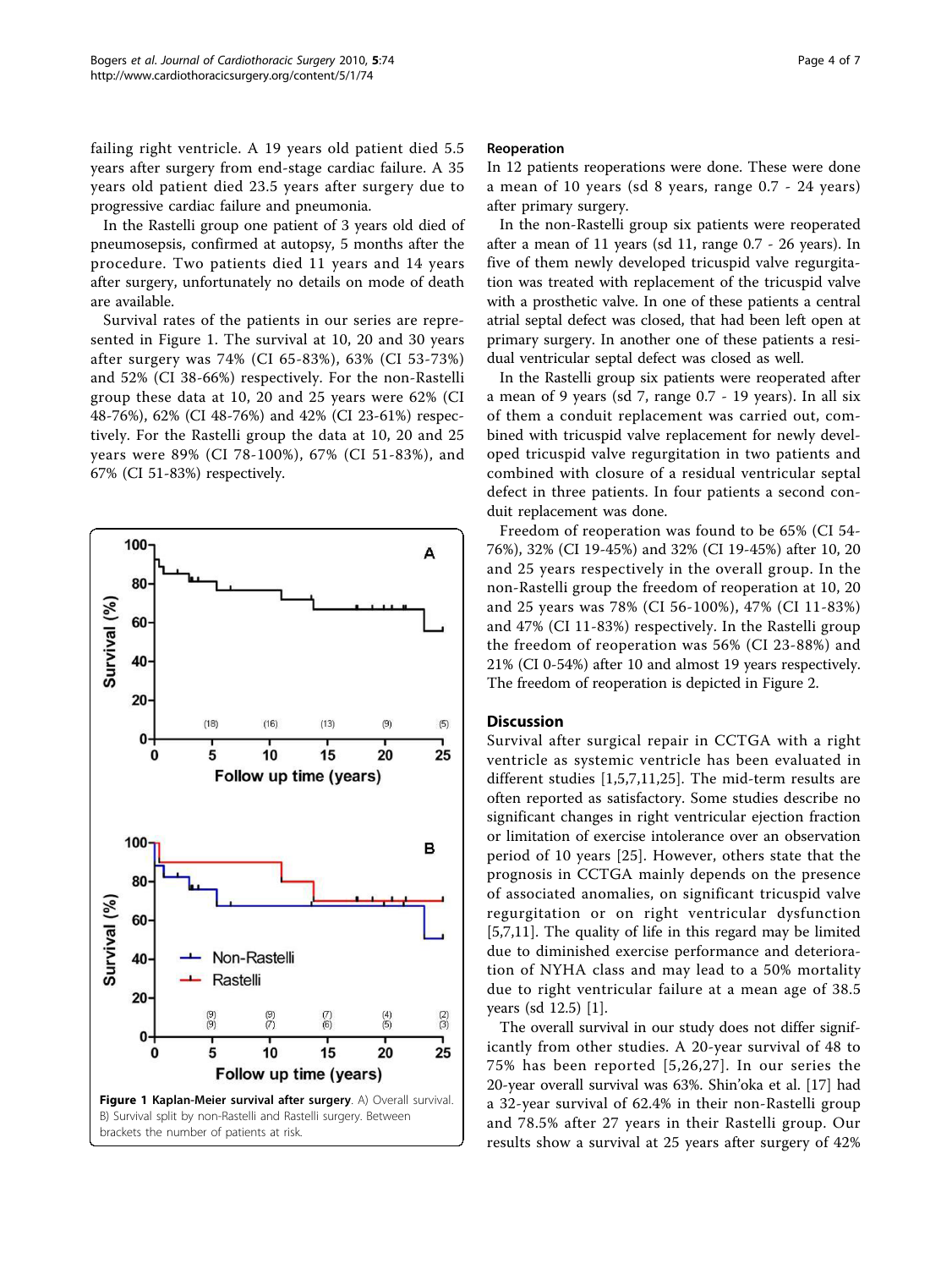failing right ventricle. A 19 years old patient died 5.5 years after surgery from end-stage cardiac failure. A 35 years old patient died 23.5 years after surgery due to progressive cardiac failure and pneumonia.

In the Rastelli group one patient of 3 years old died of pneumosepsis, confirmed at autopsy, 5 months after the procedure. Two patients died 11 years and 14 years after surgery, unfortunately no details on mode of death are available.

Survival rates of the patients in our series are represented in Figure 1. The survival at 10, 20 and 30 years after surgery was 74% (CI 65-83%), 63% (CI 53-73%) and 52% (CI 38-66%) respectively. For the non-Rastelli group these data at 10, 20 and 25 years were 62% (CI 48-76%), 62% (CI 48-76%) and 42% (CI 23-61%) respectively. For the Rastelli group the data at 10, 20 and 25 years were 89% (CI 78-100%), 67% (CI 51-83%), and 67% (CI 51-83%) respectively.

**Figure 1 Kaplan-Meier survival after surgery**. A) Overall survival. B) Survival split by non-Rastelli and Rastelli surgery. Between brackets the number of patients at risk.

### Reoperation

In 12 patients reoperations were done. These were done a mean of 10 years (sd 8 years, range 0.7 - 24 years) after primary surgery.

In the non-Rastelli group six patients were reoperated after a mean of 11 years (sd 11, range 0.7 - 26 years). In five of them newly developed tricuspid valve regurgitation was treated with replacement of the tricuspid valve with a prosthetic valve. In one of these patients a central atrial septal defect was closed, that had been left open at primary surgery. In another one of these patients a residual ventricular septal defect was closed as well.

In the Rastelli group six patients were reoperated after a mean of 9 years (sd 7, range 0.7 - 19 years). In all six of them a conduit replacement was carried out, combined with tricuspid valve replacement for newly developed tricuspid valve regurgitation in two patients and combined with closure of a residual ventricular septal defect in three patients. In four patients a second conduit replacement was done.

Freedom of reoperation was found to be 65% (CI 54-76%), 32% (CI 19-45%) and 32% (CI 19-45%) after 10, 20 and 25 years respectively in the overall group. In the non-Rastelli group the freedom of reoperation at 10, 20 and 25 years was 78% (CI 56-100%), 47% (CI 11-83%) and 47% (CI 11-83%) respectively. In the Rastelli group the freedom of reoperation was 56% (CI 23-88%) and 21% (CI 0-54%) after 10 and almost 19 years respectively. The freedom of reoperation is depicted in Figure 2.

## Discussion

Survival after surgical repair in CCTGA with a right ventricle as systemic ventricle has been evaluated in different studies [1,5,7,11,25]. The mid-term results are often reported as satisfactory. Some studies describe no significant changes in right ventricular ejection fraction or limitation of exercise intolerance over an observation period of 10 years [25]. However, others state that the prognosis in CCTGA mainly depends on the presence of associated anomalies, on significant tricuspid valve regurgitation or on right ventricular dysfunction [5,7,11]. The quality of life in this regard may be limited due to diminished exercise performance and deterioration of NYHA class and may lead to a 50% mortality due to right ventricular failure at a mean age of 38.5 years (sd 12.5) [1].

The overall survival in our study does not differ significantly from other studies. A 20-year survival of 48 to 75% has been reported [5,26,27]. In our series the 20-year overall survival was 63%. Shin'oka et al. [17] had a 32-year survival of 62.4% in their non-Rastelli group and 78.5% after 27 years in their Rastelli group. Our results show a survival at 25 years after surgery of 42%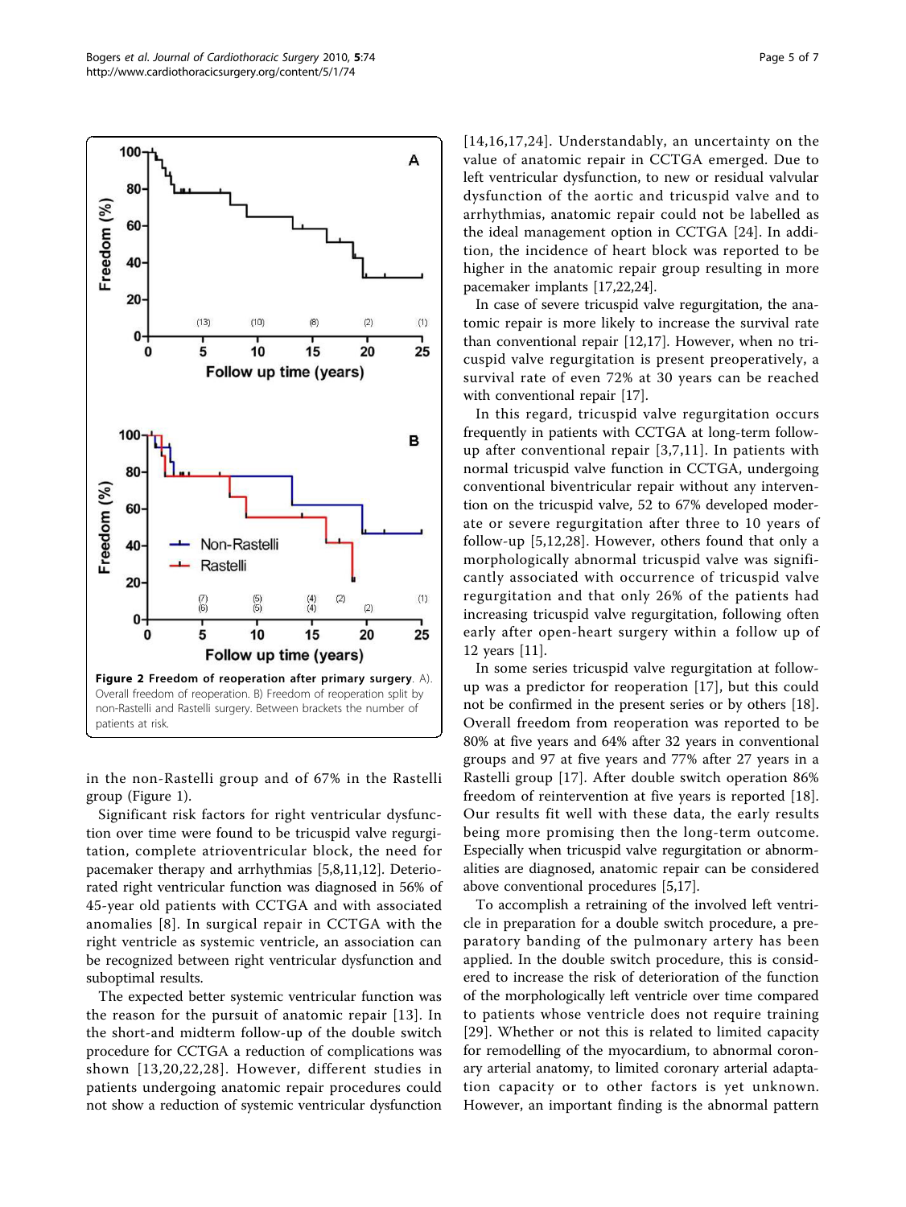Figure 2 **Freedom of reoperation after primary surgery**. A). Overall freedom of reoperation. B) Freedom of reoperation split by non-Rastelli and Rastelli surgery. Between brackets the number of patients at risk.

in the non-Rastelli group and of 67% in the Rastelli group (Figure 1).

Significant risk factors for right ventricular dysfunction over time were found to be tricuspid valve regurgitation, complete atrioventricular block, the need for pacemaker therapy and arrhythmias [5,8,11,12]. Deteriorated right ventricular function was diagnosed in 56% of 45-year old patients with CCTGA and with associated anomalies [8]. In surgical repair in CCTGA with the right ventricle as systemic ventricle, an association can be recognized between right ventricular dysfunction and suboptimal results.

The expected better systemic ventricular function was the reason for the pursuit of anatomic repair [13]. In the short-and midterm follow-up of the double switch procedure for CCTGA a reduction of complications was shown [13,20,22,28]. However, different studies in patients undergoing anatomic repair procedures could not show a reduction of systemic ventricular dysfunction [14,16,17,24]. Understandably, an uncertainty on the value of anatomic repair in CCTGA emerged. Due to left ventricular dysfunction, to new or residual valvular dysfunction of the aortic and tricuspid valve and to arrhythmias, anatomic repair could not be labelled as the ideal management option in CCTGA [24]. In addition, the incidence of heart block was reported to be higher in the anatomic repair group resulting in more pacemaker implants [17,22,24].

In case of severe tricuspid valve regurgitation, the anatomic repair is more likely to increase the survival rate than conventional repair [12,17]. However, when no tricuspid valve regurgitation is present preoperatively, a survival rate of even 72% at 30 years can be reached with conventional repair [17].

In this regard, tricuspid valve regurgitation occurs frequently in patients with CCTGA at long-term follow-up after conventional repair [3,7,11]. In patients with normal tricuspid valve function in CCTGA, undergoing conventional biventricular repair without any intervention on the tricuspid valve, 52 to 67% developed moderate or severe regurgitation after three to 10 years of follow-up [5,12,28]. However, others found that only a morphologically abnormal tricuspid valve was significantly associated with occurrence of tricuspid valve regurgitation and that only 26% of the patients had increasing tricuspid valve regurgitation, following often early after open-heart surgery within a follow up of 12 years [11].

In some series tricuspid valve regurgitation at follow-up was a predictor for reoperation [17], but this could not be confirmed in the present series or by others [18]. Overall freedom from reoperation was reported to be 80% at five years and 64% after 32 years in conventional groups and 97 at five years and 77% after 27 years in a Rastelli group [17]. After double switch operation 86% freedom of reintervention at five years is reported [18]. Our results fit well with these data, the early results being more promising then the long-term outcome. Especially when tricuspid valve regurgitation or abnormalities are diagnosed, anatomic repair can be considered above conventional procedures [5,17].

To accomplish a retraining of the involved left ventricle in preparation for a double switch procedure, a preparatory banding of the pulmonary artery has been applied. In the double switch procedure, this is considered to increase the risk of deterioration of the function of the morphologically left ventricle over time compared to patients whose ventricle does not require training [29]. Whether or not this is related to limited capacity for remodelling of the myocardium, to abnormal coronary arterial anatomy, to limited coronary arterial adaptation capacity or to other factors is yet unknown. However, an important finding is the abnormal pattern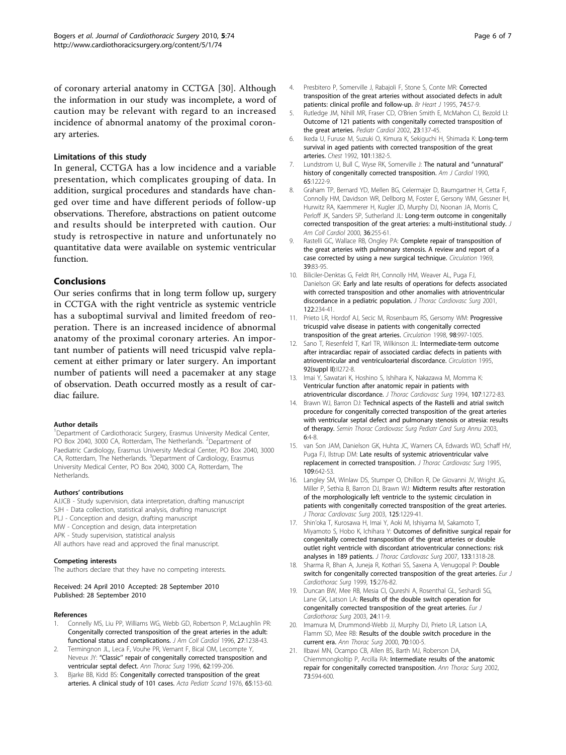of coronary arterial anatomy in CCTGA [30]. Although the information in our study was incomplete, a word of caution may be relevant with regard to an increased incidence of abnormal anatomy of the proximal coronary arteries.

### Limitations of this study

In general, CCTGA has a low incidence and a variable presentation, which complicates grouping of data. In addition, surgical procedures and standards have changed over time and have different periods of follow-up observations. Therefore, abstractions on patient outcome and results should be interpreted with caution. Our study is retrospective in nature and unfortunately no quantitative data were available on systemic ventricular function.

## Conclusions

Our series confirms that in long term follow up, surgery in CCTGA with the right ventricle as systemic ventricle has a suboptimal survival and limited freedom of reoperation. There is an increased incidence of abnormal anatomy of the proximal coronary arteries. An important number of patients will need tricuspid valve replacement at either primary or later surgery. An important number of patients will need a pacemaker at any stage of observation. Death occurred mostly as a result of cardiac failure.

#### Author details

[1]Department of Cardiothoracic Surgery, Erasmus University Medical Center, PO Box 2040, 3000 CA, Rotterdam, The Netherlands. [2]Department of Paediatric Cardiology, Erasmus University Medical Center, PO Box 2040, 3000 CA, Rotterdam, The Netherlands. [3]Department of Cardiology, Erasmus University Medical Center, PO Box 2040, 3000 CA, Rotterdam, The Netherlands.

#### Authors' contributions

AJJCB - Study supervision, data interpretation, drafting manuscript
SJH - Data collection, statistical analysis, drafting manuscript
PLJ - Conception and design, drafting manuscript
MW - Conception and design, data interpretation
APK - Study supervision, statistical analysis
All authors have read and approved the final manuscript.

#### Competing interests

The authors declare that they have no competing interests.

Received: 24 April 2010 Accepted: 28 September 2010
Published: 28 September 2010

#### References

1. Connelly MS, Liu PP, Williams WG, Webb GD, Robertson P, McLaughlin PR: Congenitally corrected transposition of the great arteries in the adult: functional status and complications. *J Am Coll Cardiol* 1996, 27:1238-43.
2. Termignon JL, Leca F, Vouhe PR, Vernant F, Bical OM, Lecompte Y, Neveux JY: "Classic" repair of congenitally corrected transposition and ventricular septal defect. *Ann Thorac Surg* 1996, 62:199-206.
3. Bjarke BB, Kidd BS: Congenitally corrected transposition of the great arteries. A clinical study of 101 cases. *Acta Pediatr Scand* 1976, 65:153-60.
4. Presbitero P, Somerville J, Rabajoli F, Stone S, Conte MR: Corrected transposition of the great arteries without associated defects in adult patients: clinical profile and follow-up. *Br Heart J* 1995, 74:57-9.
5. Rutledge JM, Nihill MR, Fraser CD, O'Brien Smith E, McMahon CJ, Bezold LI: Outcome of 121 patients with congenitally corrected transposition of the great arteries. *Pediatr Cardiol* 2002, 23:137-45.
6. Ikeda U, Furuse M, Suzuki O, Kimura K, Sekiguchi H, Shimada K: Long-term survival in aged patients with corrected transposition of the great arteries. *Chest* 1992, 101:1382-5.
7. Lundstrom U, Bull C, Wyse RK, Somerville J: The natural and "unnatural" history of congenitally corrected transposition. *Am J Cardiol* 1990, 65:1222-9.
8. Graham TP, Bernard YD, Mellen BG, Celermajer D, Baumgartner H, Cetta F, Connolly HM, Davidson WR, Dellborg M, Foster E, Gersony WM, Gessner IH, Hurwitz RA, Kaemmerer H, Kugler JD, Murphy DJ, Noonan JA, Morris C, Perloff JK, Sanders SP, Sutherland JL: Long-term outcome in congenitally corrected transposition of the great arteries: a multi-institutional study. *J Am Coll Cardiol* 2000, 36:255-61.
9. Rastelli GC, Wallace RB, Ongley PA: Complete repair of transposition of the great arteries with pulmonary stenosis. A review and report of a case corrected by using a new surgical technique. *Circulation* 1969, 39:83-95.
10. Biliciler-Denktas G, Feldt RH, Connolly HM, Weaver AL, Puga FJ, Danielson GK: Early and late results of operations for defects associated with corrected transposition and other anomalies with atrioventricular discordance in a pediatric population. *J Thorac Cardiovasc Surg* 2001, 122:234-41.
11. Prieto LR, Hordof AJ, Secic M, Rosenbaum RS, Gersomy WM: Progressive tricuspid valve disease in patients with congenitally corrected transposition of the great arteries. *Circulation* 1998, 98:997-1005.
12. Sano T, Riesenfeld T, Karl TR, Wilkinson JL: Intermediate-term outcome after intracardiac repair of associated cardiac defects in patients with atrioventricular and ventriculoarterial discordance. *Circulation* 1995, 92(suppl II):II272-8.
13. Imai Y, Sawatari K, Hoshino S, Ishihara K, Nakazawa M, Momma K: Ventricular function after anatomic repair in patients with atrioventricular discordance. *J Thorac Cardiovasc Surg* 1994, 107:1272-83.
14. Brawn WJ, Barron DJ: Technical aspects of the Rastelli and atrial switch procedure for congenitally corrected transposition of the great arteries with ventricular septal defect and pulmonary stenosis or atresia: results of therapy. *Semin Thorac Cardiovasc Surg Pediatr Card Surg Annu* 2003, 6:4-8.
15. van Son JAM, Danielson GK, Huhta JC, Warners CA, Edwards WD, Schaff HV, Puga FJ, Ilstrup DM: Late results of systemic atrioventricular valve replacement in corrected transposition. *J Thorac Cardiovasc Surg* 1995, 109:642-53.
16. Langley SM, Winlaw DS, Stumper O, Dhillon R, De Giovanni JV, Wright JG, Miller P, Sethia B, Barron DJ, Brawn WJ: Midterm results after restoration of the morphologically left ventricle to the systemic circulation in patients with congenitally corrected transposition of the great arteries. *J Thorac Cardiovasc Surg* 2003, 125:1229-41.
17. Shin'oka T, Kurosawa H, Imai Y, Aoki M, Ishiyama M, Sakamoto T, Miyamoto S, Hobo K, Ichihara Y: Outcomes of definitive surgical repair for congenitally corrected transposition of the great arteries or double outlet right ventricle with discordant atrioventricular connections: risk analyses in 189 patients. *J Thorac Cardiovasc Surg* 2007, 133:1318-28.
18. Sharma R, Bhan A, Juneja R, Kothari SS, Saxena A, Venugopal P: Double switch for congenitally corrected transposition of the great arteries. *Eur J Cardiothorac Surg* 1999, 15:276-82.
19. Duncan BW, Mee RB, Mesia CI, Qureshi A, Rosenthal GL, Seshardi SG, Lane GK, Latson LA: Results of the double switch operation for congenitally corrected transposition of the great arteries. *Eur J Cardiothorac Surg* 2003, 24:11-9.
20. Imamura M, Drummond-Webb JJ, Murphy DJ, Prieto LR, Latson LA, Flamm SD, Mee RB: Results of the double switch procedure in the current era. *Ann Thorac Surg* 2000, 70:100-5.
21. Ilbawi MN, Ocampo CB, Allen BS, Barth MJ, Roberson DA, Chiemmongkoltip P, Arcilla RA: Intermediate results of the anatomic repair for congenitally corrected transposition. *Ann Thorac Surg* 2002, 73:594-600.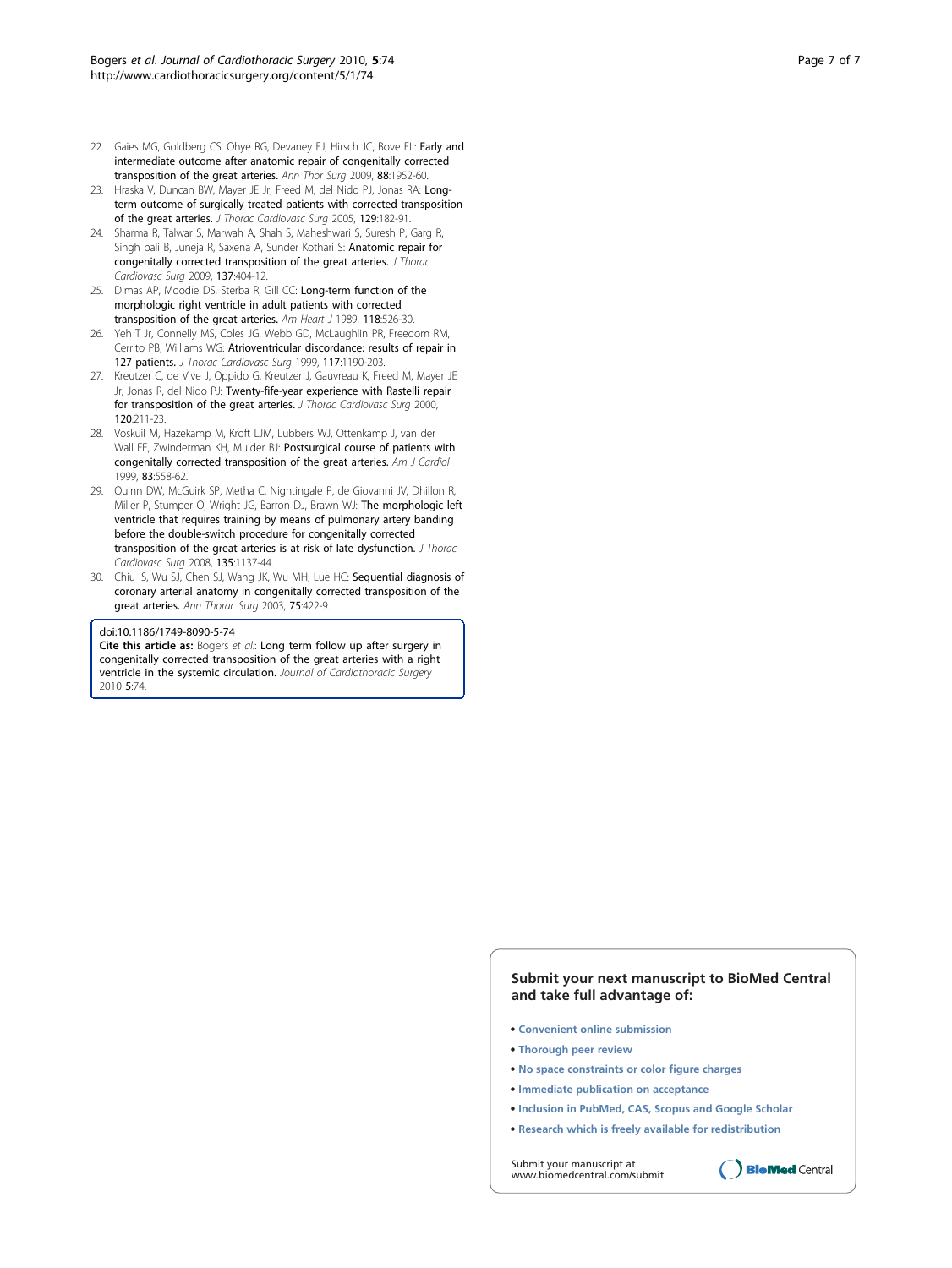22. Gaies MG, Goldberg CS, Ohye RG, Devaney EJ, Hirsch JC, Bove EL: **Early and intermediate outcome after anatomic repair of congenitally corrected transposition of the great arteries.** *Ann Thor Surg* 2009, **88**:1952-60.
23. Hraska V, Duncan BW, Mayer JE Jr, Freed M, del Nido PJ, Jonas RA: **Long-term outcome of surgically treated patients with corrected transposition of the great arteries.** *J Thorac Cardiovasc Surg* 2005, **129**:182-91.
24. Sharma R, Talwar S, Marwah A, Shah S, Maheshwari S, Suresh P, Garg R, Singh bali B, Juneja R, Saxena A, Sunder Kothari S: **Anatomic repair for congenitally corrected transposition of the great arteries.** *J Thorac Cardiovasc Surg* 2009, **137**:404-12.
25. Dimas AP, Moodie DS, Sterba R, Gill CC: **Long-term function of the morphologic right ventricle in adult patients with corrected transposition of the great arteries.** *Am Heart J* 1989, **118**:526-30.
26. Yeh T Jr, Connelly MS, Coles JG, Webb GD, McLaughlin PR, Freedom RM, Cerrito PB, Williams WG: **Atrioventricular discordance: results of repair in 127 patients.** *J Thorac Cardiovasc Surg* 1999, **117**:1190-203.
27. Kreutzer C, de Vive J, Oppido G, Kreutzer J, Gauvreau K, Freed M, Mayer JE Jr, Jonas R, del Nido PJ: **Twenty-fife-year experience with Rastelli repair for transposition of the great arteries.** *J Thorac Cardiovasc Surg* 2000, **120**:211-23.
28. Voskuil M, Hazekamp M, Kroft LJM, Lubbers WJ, Ottenkamp J, van der Wall EE, Zwinderman KH, Mulder BJ: **Postsurgical course of patients with congenitally corrected transposition of the great arteries.** *Am J Cardiol* 1999, **83**:558-62.
29. Quinn DW, McGuirk SP, Metha C, Nightingale P, de Giovanni JV, Dhillon R, Miller P, Stumper O, Wright JG, Barron DJ, Brawn WJ: **The morphologic left ventricle that requires training by means of pulmonary artery banding before the double-switch procedure for congenitally corrected transposition of the great arteries is at risk of late dysfunction.** *J Thorac Cardiovasc Surg* 2008, **135**:1137-44.
30. Chiu IS, Wu SJ, Chen SJ, Wang JK, Wu MH, Lue HC: **Sequential diagnosis of coronary arterial anatomy in congenitally corrected transposition of the great arteries.** *Ann Thorac Surg* 2003, **75**:422-9.

doi:10.1186/1749-8090-5-74

**Cite this article as:** Bogers *et al.*: Long term follow up after surgery in congenitally corrected transposition of the great arteries with a right ventricle in the systemic circulation. *Journal of Cardiothoracic Surgery* 2010 **5**:74.